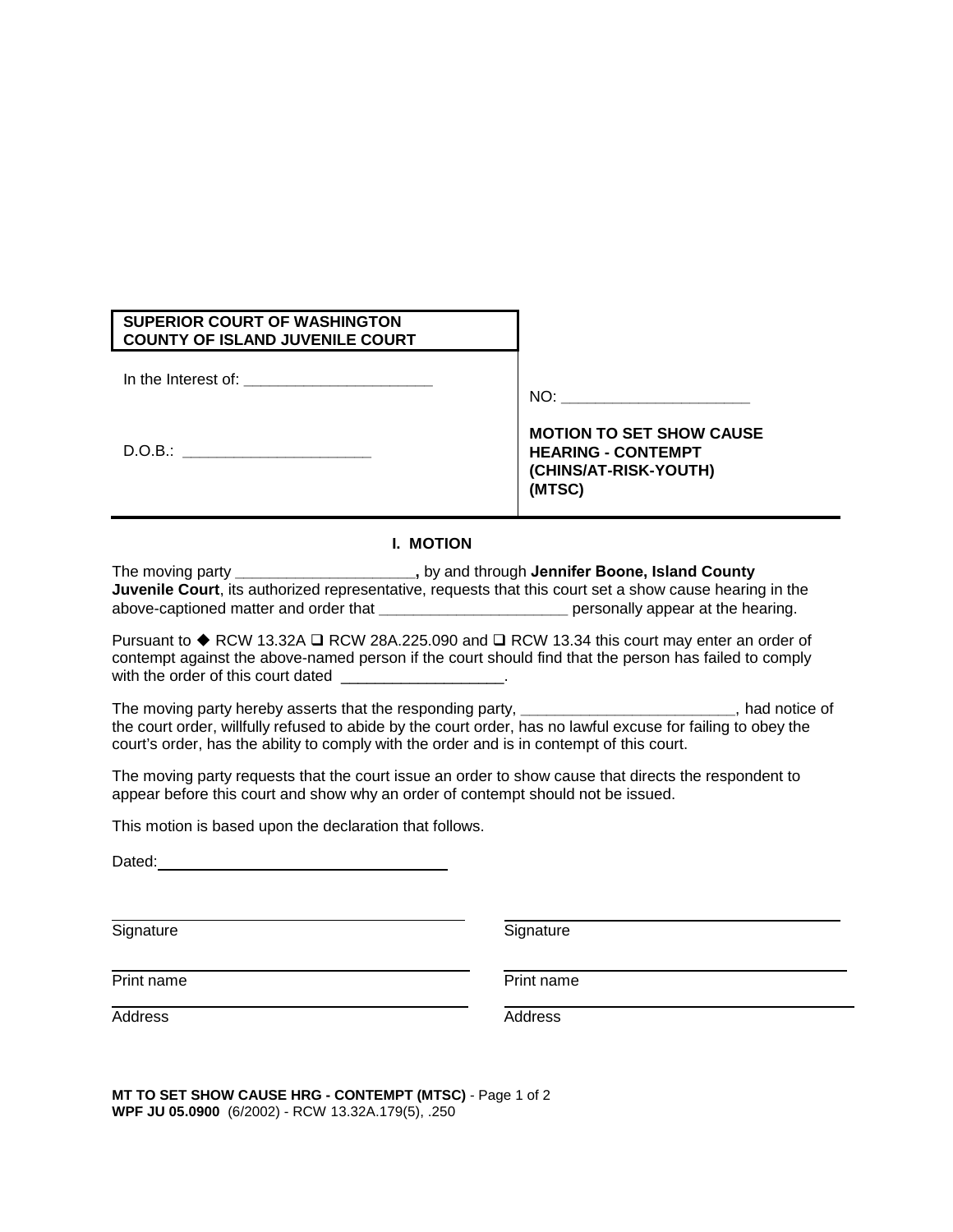**SUPERIOR COURT OF WASHINGTON**
**COUNTY OF ISLAND JUVENILE COURT**

In the Interest of: ______________________

D.O.B.: ______________________

NO: ______________________

**MOTION TO SET SHOW CAUSE HEARING - CONTEMPT (CHINS/AT-RISK-YOUTH) (MTSC)**

## I. MOTION

The moving party ____________________**,** by and through **Jennifer Boone, Island County Juvenile Court**, its authorized representative, requests that this court set a show cause hearing in the above-captioned matter and order that ______________________ personally appear at the hearing.

Pursuant to ◆ RCW 13.32A ❑ RCW 28A.225.090 and ❑ RCW 13.34 this court may enter an order of contempt against the above-named person if the court should find that the person has failed to comply with the order of this court dated ___________________.

The moving party hereby asserts that the responding party, ________________________, had notice of the court order, willfully refused to abide by the court order, has no lawful excuse for failing to obey the court's order, has the ability to comply with the order and is in contempt of this court.

The moving party requests that the court issue an order to show cause that directs the respondent to appear before this court and show why an order of contempt should not be issued.

This motion is based upon the declaration that follows.

Dated: ______________________________

| | |
|---|---|
| ______________________________ | ______________________________ |
| Signature | Signature |
| ______________________________ | ______________________________ |
| Print name | Print name |
| ______________________________ | ______________________________ |
| Address | Address |

**MT TO SET SHOW CAUSE HRG - CONTEMPT (MTSC)**
**WPF JU 05.0900** (6/2002) - RCW 13.32A.179(5), .250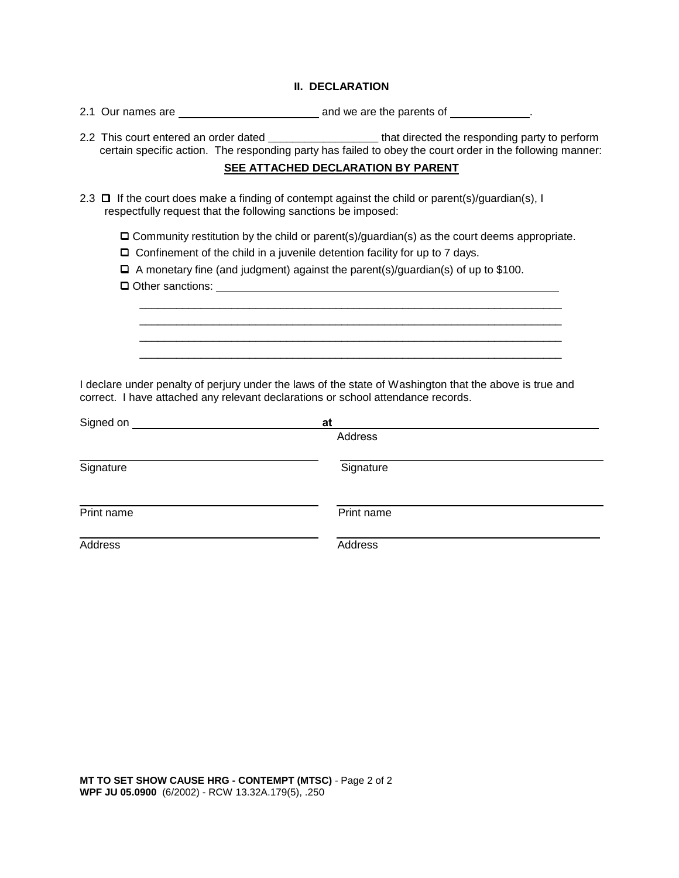## II. DECLARATION

2.1 Our names are ______________________ and we are the parents of ____________.

2.2 This court entered an order dated _________________ that directed the responding party to perform certain specific action. The responding party has failed to obey the court order in the following manner:

**SEE ATTACHED DECLARATION BY PARENT**

2.3 ☐ If the court does make a finding of contempt against the child or parent(s)/guardian(s), I respectfully request that the following sanctions be imposed:

- ☐ Community restitution by the child or parent(s)/guardian(s) as the court deems appropriate.
- ☐ Confinement of the child in a juvenile detention facility for up to 7 days.
- ☐ A monetary fine (and judgment) against the parent(s)/guardian(s) of up to $100.
- ☐ Other sanctions: ______________________________________________________

  ______________________________________________________________________

  ______________________________________________________________________

  ______________________________________________________________________

  ______________________________________________________________________

I declare under penalty of perjury under the laws of the state of Washington that the above is true and correct. I have attached any relevant declarations or school attendance records.

Signed on ____________________________ at ____________________________________
Address

| | |
|---|---|
| ______________________________ | ______________________________ |
| Signature | Signature |
| ______________________________ | ______________________________ |
| Print name | Print name |
| ______________________________ | ______________________________ |
| Address | Address |

**MT TO SET SHOW CAUSE HRG - CONTEMPT (MTSC)**
**WPF JU 05.0900** (6/2002) - RCW 13.32A.179(5), .250